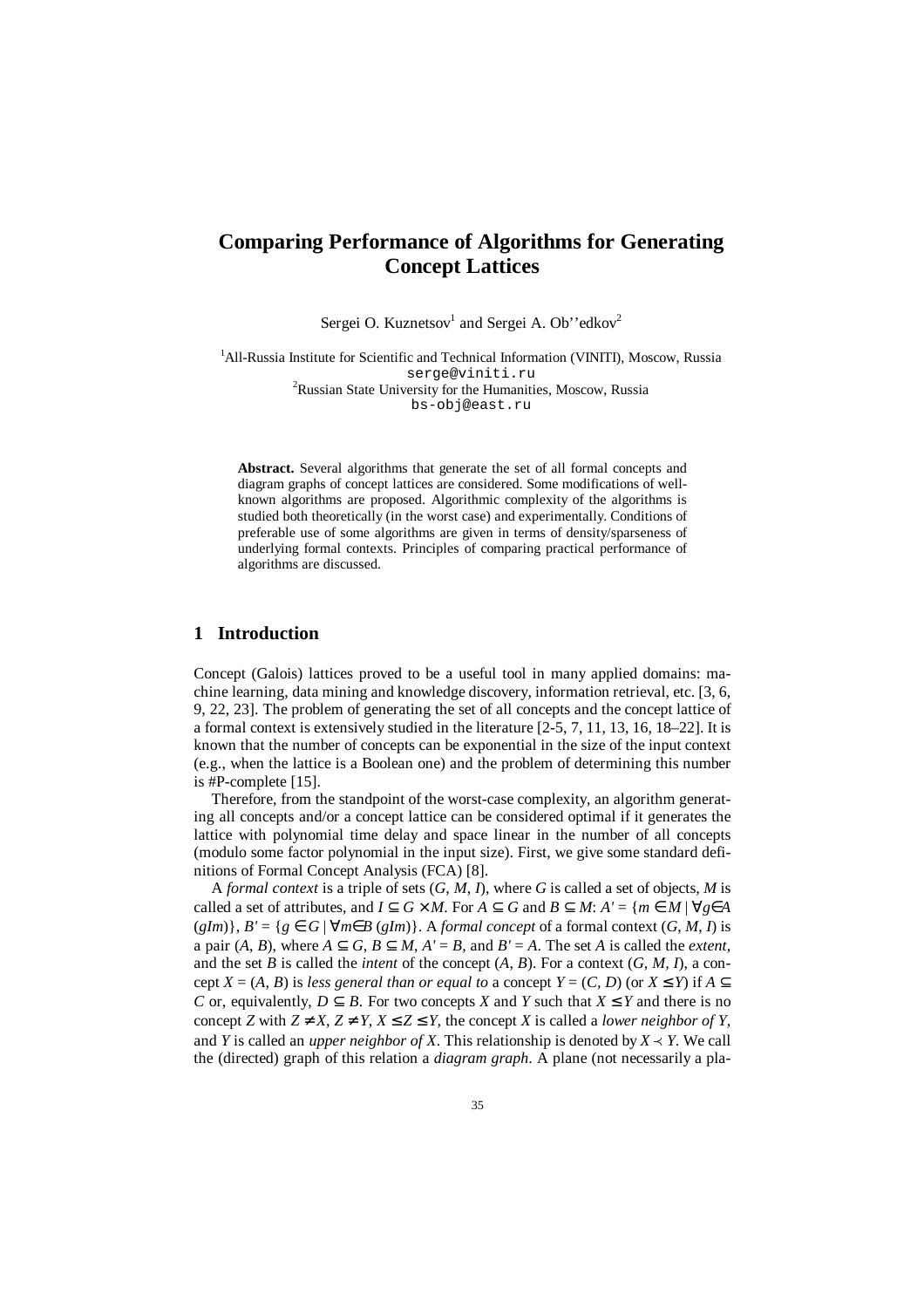# Comparing Performance of Algorithms for Generating Concept Lattices

Sergei O. Kuznetsov[1] and Sergei A. Ob''edkov[2]

[1]All-Russia Institute for Scientific and Technical Information (VINITI), Moscow, Russia
serge@viniti.ru
[2]Russian State University for the Humanities, Moscow, Russia
bs-obj@east.ru

**Abstract.** Several algorithms that generate the set of all formal concepts and diagram graphs of concept lattices are considered. Some modifications of well-known algorithms are proposed. Algorithmic complexity of the algorithms is studied both theoretically (in the worst case) and experimentally. Conditions of preferable use of some algorithms are given in terms of density/sparseness of underlying formal contexts. Principles of comparing practical performance of algorithms are discussed.

## 1 Introduction

Concept (Galois) lattices proved to be a useful tool in many applied domains: machine learning, data mining and knowledge discovery, information retrieval, etc. [3, 6, 9, 22, 23]. The problem of generating the set of all concepts and the concept lattice of a formal context is extensively studied in the literature [2-5, 7, 11, 13, 16, 18–22]. It is known that the number of concepts can be exponential in the size of the input context (e.g., when the lattice is a Boolean one) and the problem of determining this number is #P-complete [15].

Therefore, from the standpoint of the worst-case complexity, an algorithm generating all concepts and/or a concept lattice can be considered optimal if it generates the lattice with polynomial time delay and space linear in the number of all concepts (modulo some factor polynomial in the input size). First, we give some standard definitions of Formal Concept Analysis (FCA) [8].

A *formal context* is a triple of sets $(G, M, I)$, where $G$ is called a set of objects, $M$ is called a set of attributes, and $I \subseteq G \times M$. For $A \subseteq G$ and $B \subseteq M$: $A' = \{m \in M \mid \forall g \in A\ (gIm)\}$, $B' = \{g \in G \mid \forall m \in B\ (gIm)\}$. A *formal concept* of a formal context $(G, M, I)$ is a pair $(A, B)$, where $A \subseteq G$, $B \subseteq M$, $A' = B$, and $B' = A$. The set $A$ is called the *extent*, and the set $B$ is called the *intent* of the concept $(A, B)$. For a context $(G, M, I)$, a concept $X = (A, B)$ is *less general than or equal to* a concept $Y = (C, D)$ (or $X \leq Y$) if $A \subseteq C$ or, equivalently, $D \subseteq B$. For two concepts $X$ and $Y$ such that $X \leq Y$ and there is no concept $Z$ with $Z \neq X$, $Z \neq Y$, $X \leq Z \leq Y$, the concept $X$ is called a *lower neighbor of* $Y$, and $Y$ is called an *upper neighbor of* $X$. This relationship is denoted by $X \prec Y$. We call the (directed) graph of this relation a *diagram graph*. A plane (not necessarily a pla-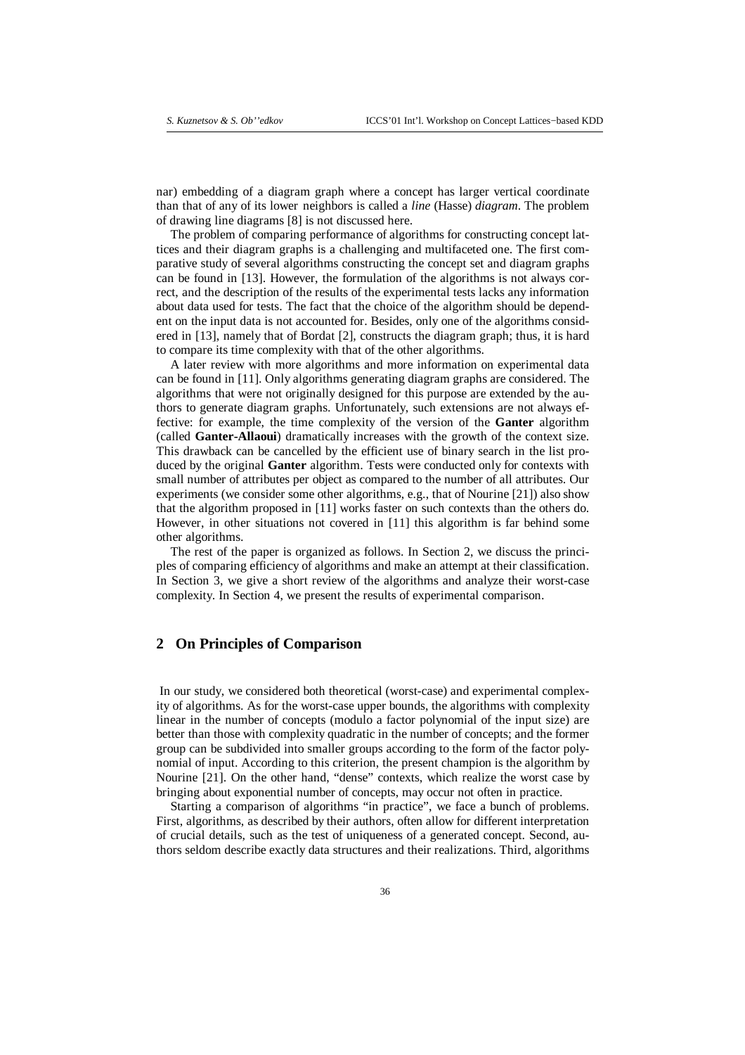nar) embedding of a diagram graph where a concept has larger vertical coordinate than that of any of its lower neighbors is called a *line* (Hasse) *diagram*. The problem of drawing line diagrams [8] is not discussed here.

The problem of comparing performance of algorithms for constructing concept lattices and their diagram graphs is a challenging and multifaceted one. The first comparative study of several algorithms constructing the concept set and diagram graphs can be found in [13]. However, the formulation of the algorithms is not always correct, and the description of the results of the experimental tests lacks any information about data used for tests. The fact that the choice of the algorithm should be dependent on the input data is not accounted for. Besides, only one of the algorithms considered in [13], namely that of Bordat [2], constructs the diagram graph; thus, it is hard to compare its time complexity with that of the other algorithms.

A later review with more algorithms and more information on experimental data can be found in [11]. Only algorithms generating diagram graphs are considered. The algorithms that were not originally designed for this purpose are extended by the authors to generate diagram graphs. Unfortunately, such extensions are not always effective: for example, the time complexity of the version of the **Ganter** algorithm (called **Ganter-Allaoui**) dramatically increases with the growth of the context size. This drawback can be cancelled by the efficient use of binary search in the list produced by the original **Ganter** algorithm. Tests were conducted only for contexts with small number of attributes per object as compared to the number of all attributes. Our experiments (we consider some other algorithms, e.g., that of Nourine [21]) also show that the algorithm proposed in [11] works faster on such contexts than the others do. However, in other situations not covered in [11] this algorithm is far behind some other algorithms.

The rest of the paper is organized as follows. In Section 2, we discuss the principles of comparing efficiency of algorithms and make an attempt at their classification. In Section 3, we give a short review of the algorithms and analyze their worst-case complexity. In Section 4, we present the results of experimental comparison.

## 2 On Principles of Comparison

In our study, we considered both theoretical (worst-case) and experimental complexity of algorithms. As for the worst-case upper bounds, the algorithms with complexity linear in the number of concepts (modulo a factor polynomial of the input size) are better than those with complexity quadratic in the number of concepts; and the former group can be subdivided into smaller groups according to the form of the factor polynomial of input. According to this criterion, the present champion is the algorithm by Nourine [21]. On the other hand, "dense" contexts, which realize the worst case by bringing about exponential number of concepts, may occur not often in practice.

Starting a comparison of algorithms "in practice", we face a bunch of problems. First, algorithms, as described by their authors, often allow for different interpretation of crucial details, such as the test of uniqueness of a generated concept. Second, authors seldom describe exactly data structures and their realizations. Third, algorithms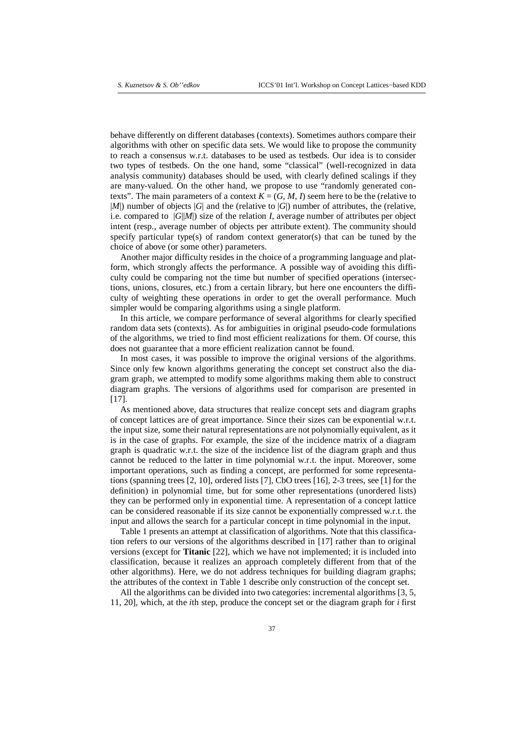behave differently on different databases (contexts). Sometimes authors compare their algorithms with other on specific data sets. We would like to propose the community to reach a consensus w.r.t. databases to be used as testbeds. Our idea is to consider two types of testbeds. On the one hand, some "classical" (well-recognized in data analysis community) databases should be used, with clearly defined scalings if they are many-valued. On the other hand, we propose to use "randomly generated contexts". The main parameters of a context $K = (G, M, I)$ seem here to be the (relative to $|M|$) number of objects $|G|$ and the (relative to $|G|$) number of attributes, the (relative, i.e. compared to $|G||M|$) size of the relation $I$, average number of attributes per object intent (resp., average number of objects per attribute extent). The community should specify particular type(s) of random context generator(s) that can be tuned by the choice of above (or some other) parameters.

Another major difficulty resides in the choice of a programming language and platform, which strongly affects the performance. A possible way of avoiding this difficulty could be comparing not the time but number of specified operations (intersections, unions, closures, etc.) from a certain library, but here one encounters the difficulty of weighting these operations in order to get the overall performance. Much simpler would be comparing algorithms using a single platform.

In this article, we compare performance of several algorithms for clearly specified random data sets (contexts). As for ambiguities in original pseudo-code formulations of the algorithms, we tried to find most efficient realizations for them. Of course, this does not guarantee that a more efficient realization cannot be found.

In most cases, it was possible to improve the original versions of the algorithms. Since only few known algorithms generating the concept set construct also the diagram graph, we attempted to modify some algorithms making them able to construct diagram graphs. The versions of algorithms used for comparison are presented in [17].

As mentioned above, data structures that realize concept sets and diagram graphs of concept lattices are of great importance. Since their sizes can be exponential w.r.t. the input size, some their natural representations are not polynomially equivalent, as it is in the case of graphs. For example, the size of the incidence matrix of a diagram graph is quadratic w.r.t. the size of the incidence list of the diagram graph and thus cannot be reduced to the latter in time polynomial w.r.t. the input. Moreover, some important operations, such as finding a concept, are performed for some representations (spanning trees [2, 10], ordered lists [7], CbO trees [16], 2-3 trees, see [1] for the definition) in polynomial time, but for some other representations (unordered lists) they can be performed only in exponential time. A representation of a concept lattice can be considered reasonable if its size cannot be exponentially compressed w.r.t. the input and allows the search for a particular concept in time polynomial in the input.

Table 1 presents an attempt at classification of algorithms. Note that this classification refers to our versions of the algorithms described in [17] rather than to original versions (except for **Titanic** [22], which we have not implemented; it is included into classification, because it realizes an approach completely different from that of the other algorithms). Here, we do not address techniques for building diagram graphs; the attributes of the context in Table 1 describe only construction of the concept set.

All the algorithms can be divided into two categories: incremental algorithms [3, 5, 11, 20], which, at the *i*th step, produce the concept set or the diagram graph for *i* first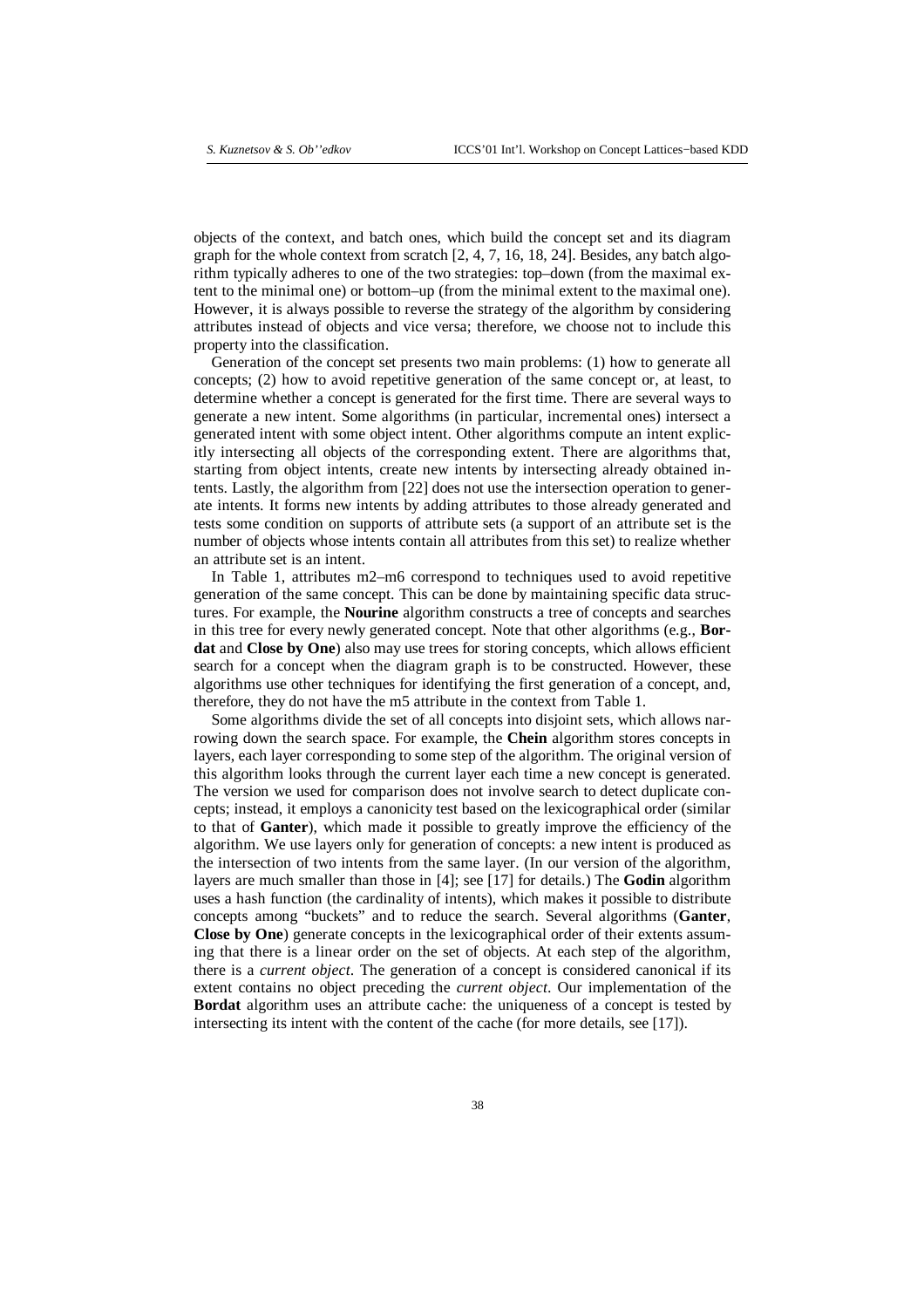objects of the context, and batch ones, which build the concept set and its diagram graph for the whole context from scratch [2, 4, 7, 16, 18, 24]. Besides, any batch algorithm typically adheres to one of the two strategies: top–down (from the maximal extent to the minimal one) or bottom–up (from the minimal extent to the maximal one). However, it is always possible to reverse the strategy of the algorithm by considering attributes instead of objects and vice versa; therefore, we choose not to include this property into the classification.

Generation of the concept set presents two main problems: (1) how to generate all concepts; (2) how to avoid repetitive generation of the same concept or, at least, to determine whether a concept is generated for the first time. There are several ways to generate a new intent. Some algorithms (in particular, incremental ones) intersect a generated intent with some object intent. Other algorithms compute an intent explicitly intersecting all objects of the corresponding extent. There are algorithms that, starting from object intents, create new intents by intersecting already obtained intents. Lastly, the algorithm from [22] does not use the intersection operation to generate intents. It forms new intents by adding attributes to those already generated and tests some condition on supports of attribute sets (a support of an attribute set is the number of objects whose intents contain all attributes from this set) to realize whether an attribute set is an intent.

In Table 1, attributes m2–m6 correspond to techniques used to avoid repetitive generation of the same concept. This can be done by maintaining specific data structures. For example, the **Nourine** algorithm constructs a tree of concepts and searches in this tree for every newly generated concept. Note that other algorithms (e.g., **Bordat** and **Close by One**) also may use trees for storing concepts, which allows efficient search for a concept when the diagram graph is to be constructed. However, these algorithms use other techniques for identifying the first generation of a concept, and, therefore, they do not have the m5 attribute in the context from Table 1.

Some algorithms divide the set of all concepts into disjoint sets, which allows narrowing down the search space. For example, the **Chein** algorithm stores concepts in layers, each layer corresponding to some step of the algorithm. The original version of this algorithm looks through the current layer each time a new concept is generated. The version we used for comparison does not involve search to detect duplicate concepts; instead, it employs a canonicity test based on the lexicographical order (similar to that of **Ganter**), which made it possible to greatly improve the efficiency of the algorithm. We use layers only for generation of concepts: a new intent is produced as the intersection of two intents from the same layer. (In our version of the algorithm, layers are much smaller than those in [4]; see [17] for details.) The **Godin** algorithm uses a hash function (the cardinality of intents), which makes it possible to distribute concepts among "buckets" and to reduce the search. Several algorithms (**Ganter**, **Close by One**) generate concepts in the lexicographical order of their extents assuming that there is a linear order on the set of objects. At each step of the algorithm, there is a *current object*. The generation of a concept is considered canonical if its extent contains no object preceding the *current object*. Our implementation of the **Bordat** algorithm uses an attribute cache: the uniqueness of a concept is tested by intersecting its intent with the content of the cache (for more details, see [17]).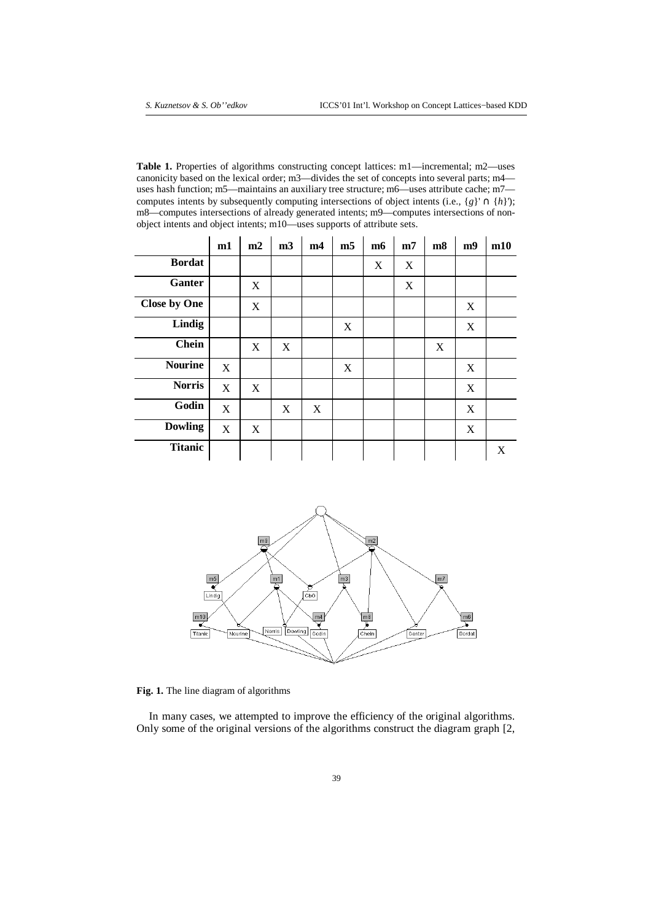**Table 1.** Properties of algorithms constructing concept lattices: m1—incremental; m2—uses canonicity based on the lexical order; m3—divides the set of concepts into several parts; m4—uses hash function; m5—maintains an auxiliary tree structure; m6—uses attribute cache; m7—computes intents by subsequently computing intersections of object intents (i.e., $\{g\}' \cap \{h\}'$); m8—computes intersections of already generated intents; m9—computes intersections of non-object intents and object intents; m10—uses supports of attribute sets.

| | m1 | m2 | m3 | m4 | m5 | m6 | m7 | m8 | m9 | m10 |
|---|---|---|---|---|---|---|---|---|---|---|
| **Bordat** | | | | | | X | X | | | |
| **Ganter** | | X | | | | | X | | | |
| **Close by One** | | X | | | | | | | X | |
| **Lindig** | | | | | X | | | | X | |
| **Chein** | | X | X | | | | | X | | |
| **Nourine** | X | | | | X | | | | X | |
| **Norris** | X | X | | | | | | | X | |
| **Godin** | X | | X | X | | | | | X | |
| **Dowling** | X | X | | | | | | | X | |
| **Titanic** | | | | | | | | | | X |

**Fig. 1.** The line diagram of algorithms

In many cases, we attempted to improve the efficiency of the original algorithms. Only some of the original versions of the algorithms construct the diagram graph [2,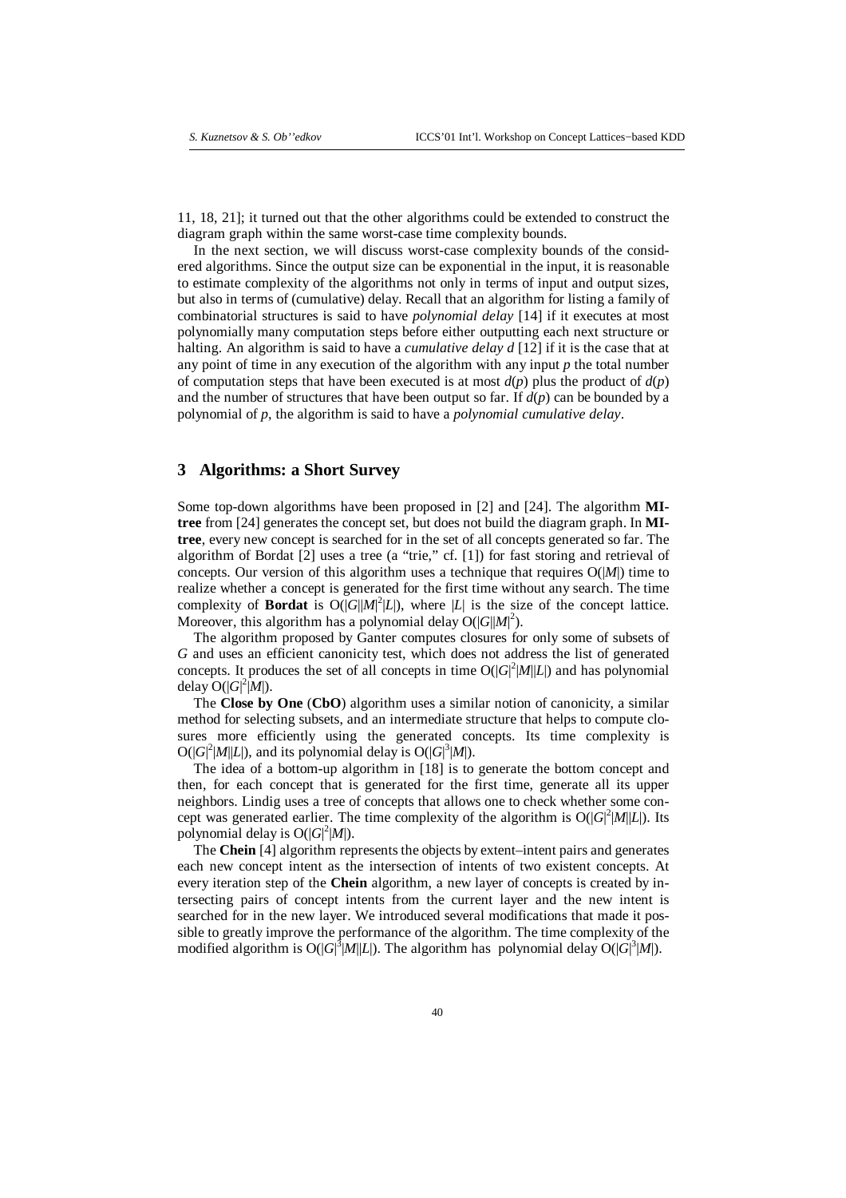11, 18, 21]; it turned out that the other algorithms could be extended to construct the diagram graph within the same worst-case time complexity bounds.

In the next section, we will discuss worst-case complexity bounds of the considered algorithms. Since the output size can be exponential in the input, it is reasonable to estimate complexity of the algorithms not only in terms of input and output sizes, but also in terms of (cumulative) delay. Recall that an algorithm for listing a family of combinatorial structures is said to have *polynomial delay* [14] if it executes at most polynomially many computation steps before either outputting each next structure or halting. An algorithm is said to have a *cumulative delay d* [12] if it is the case that at any point of time in any execution of the algorithm with any input $p$ the total number of computation steps that have been executed is at most $d(p)$ plus the product of $d(p)$ and the number of structures that have been output so far. If $d(p)$ can be bounded by a polynomial of $p$, the algorithm is said to have a *polynomial cumulative delay*.

## 3 Algorithms: a Short Survey

Some top-down algorithms have been proposed in [2] and [24]. The algorithm **MI-tree** from [24] generates the concept set, but does not build the diagram graph. In **MI-tree**, every new concept is searched for in the set of all concepts generated so far. The algorithm of Bordat [2] uses a tree (a "trie," cf. [1]) for fast storing and retrieval of concepts. Our version of this algorithm uses a technique that requires $O(|M|)$ time to realize whether a concept is generated for the first time without any search. The time complexity of **Bordat** is $O(|G||M|^2|L|)$, where $|L|$ is the size of the concept lattice. Moreover, this algorithm has a polynomial delay $O(|G||M|^2)$.

The algorithm proposed by Ganter computes closures for only some of subsets of $G$ and uses an efficient canonicity test, which does not address the list of generated concepts. It produces the set of all concepts in time $O(|G|^2|M||L|)$ and has polynomial delay $O(|G|^2|M|)$.

The **Close by One** (**CbO**) algorithm uses a similar notion of canonicity, a similar method for selecting subsets, and an intermediate structure that helps to compute closures more efficiently using the generated concepts. Its time complexity is $O(|G|^2|M||L|)$, and its polynomial delay is $O(|G|^3|M|)$.

The idea of a bottom-up algorithm in [18] is to generate the bottom concept and then, for each concept that is generated for the first time, generate all its upper neighbors. Lindig uses a tree of concepts that allows one to check whether some concept was generated earlier. The time complexity of the algorithm is $O(|G|^2|M||L|)$. Its polynomial delay is $O(|G|^2|M|)$.

The **Chein** [4] algorithm represents the objects by extent–intent pairs and generates each new concept intent as the intersection of intents of two existent concepts. At every iteration step of the **Chein** algorithm, a new layer of concepts is created by intersecting pairs of concept intents from the current layer and the new intent is searched for in the new layer. We introduced several modifications that made it possible to greatly improve the performance of the algorithm. The time complexity of the modified algorithm is $O(|G|^3|M||L|)$. The algorithm has polynomial delay $O(|G|^3|M|)$.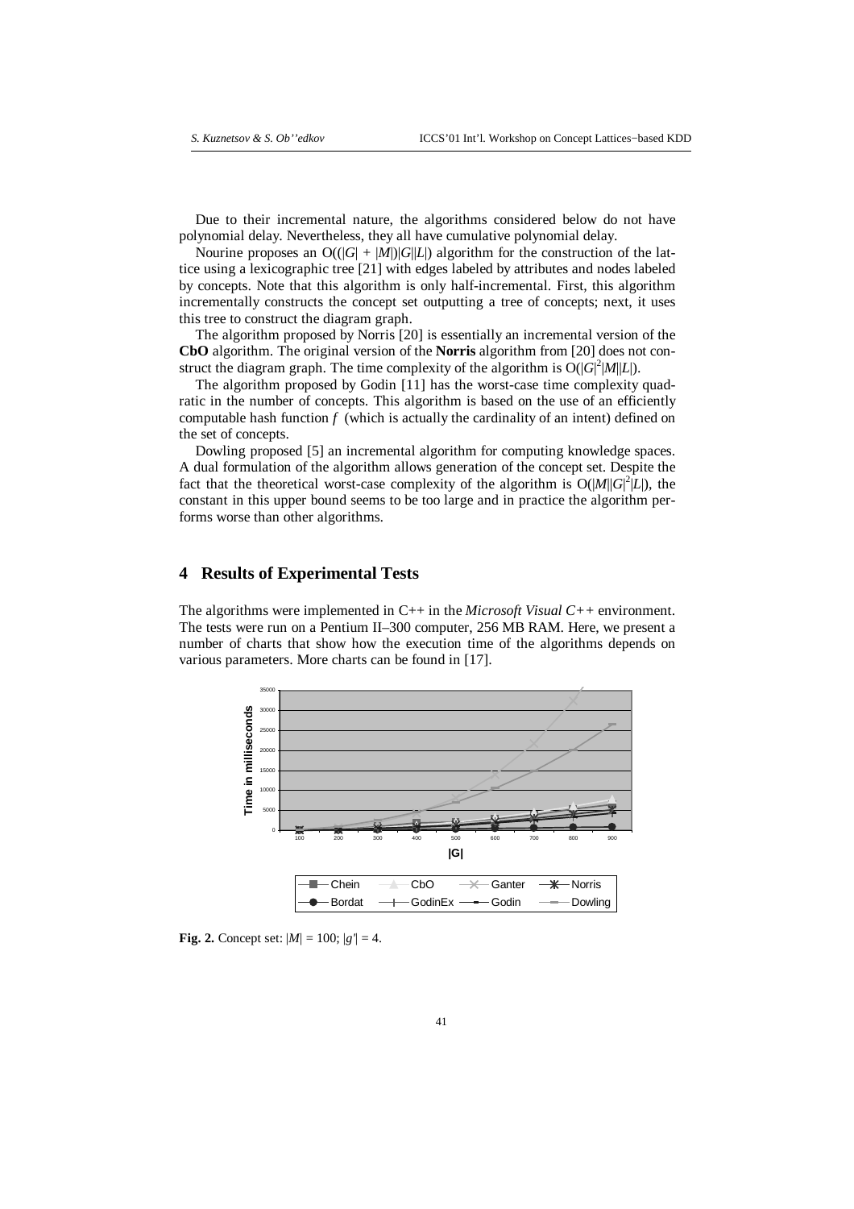Due to their incremental nature, the algorithms considered below do not have polynomial delay. Nevertheless, they all have cumulative polynomial delay.

Nourine proposes an $O((|G| + |M|)|G||L|)$ algorithm for the construction of the lattice using a lexicographic tree [21] with edges labeled by attributes and nodes labeled by concepts. Note that this algorithm is only half-incremental. First, this algorithm incrementally constructs the concept set outputting a tree of concepts; next, it uses this tree to construct the diagram graph.

The algorithm proposed by Norris [20] is essentially an incremental version of the **CbO** algorithm. The original version of the **Norris** algorithm from [20] does not construct the diagram graph. The time complexity of the algorithm is $O(|G|^2|M||L|)$.

The algorithm proposed by Godin [11] has the worst-case time complexity quadratic in the number of concepts. This algorithm is based on the use of an efficiently computable hash function $f$ (which is actually the cardinality of an intent) defined on the set of concepts.

Dowling proposed [5] an incremental algorithm for computing knowledge spaces. A dual formulation of the algorithm allows generation of the concept set. Despite the fact that the theoretical worst-case complexity of the algorithm is $O(|M||G|^2|L|)$, the constant in this upper bound seems to be too large and in practice the algorithm performs worse than other algorithms.

## 4 Results of Experimental Tests

The algorithms were implemented in C++ in the *Microsoft Visual C++* environment. The tests were run on a Pentium II–300 computer, 256 MB RAM. Here, we present a number of charts that show how the execution time of the algorithms depends on various parameters. More charts can be found in [17].

**Fig. 2.** Concept set: $|M| = 100$; $|g'| = 4$.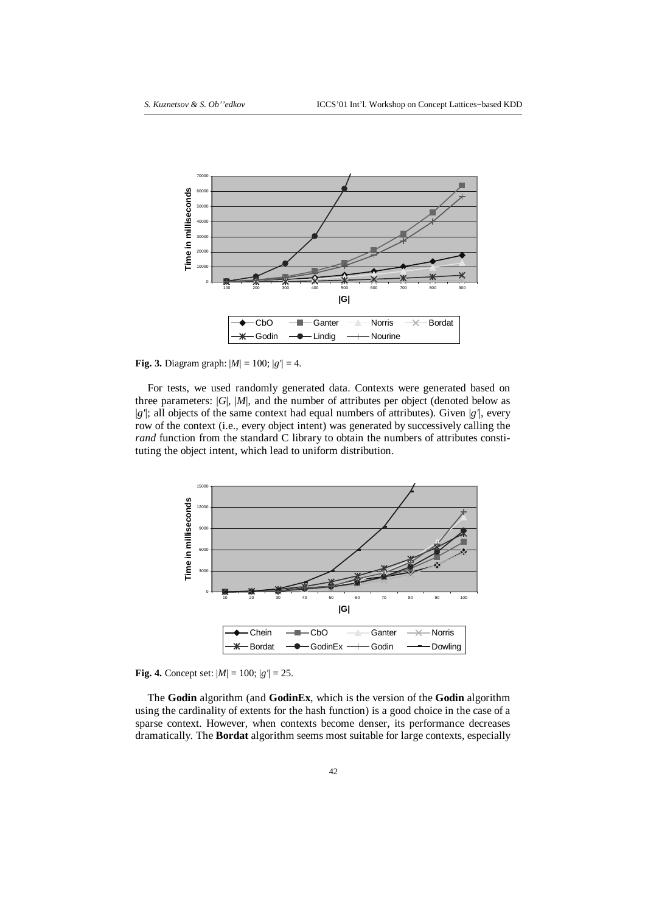**Fig. 3.** Diagram graph: $|M| = 100$; $|g'| = 4$.

For tests, we used randomly generated data. Contexts were generated based on three parameters: $|G|$, $|M|$, and the number of attributes per object (denoted below as $|g'|$; all objects of the same context had equal numbers of attributes). Given $|g'|$, every row of the context (i.e., every object intent) was generated by successively calling the *rand* function from the standard C library to obtain the numbers of attributes constituting the object intent, which lead to uniform distribution.

**Fig. 4.** Concept set: $|M| = 100$; $|g'| = 25$.

The **Godin** algorithm (and **GodinEx**, which is the version of the **Godin** algorithm using the cardinality of extents for the hash function) is a good choice in the case of a sparse context. However, when contexts become denser, its performance decreases dramatically. The **Bordat** algorithm seems most suitable for large contexts, especially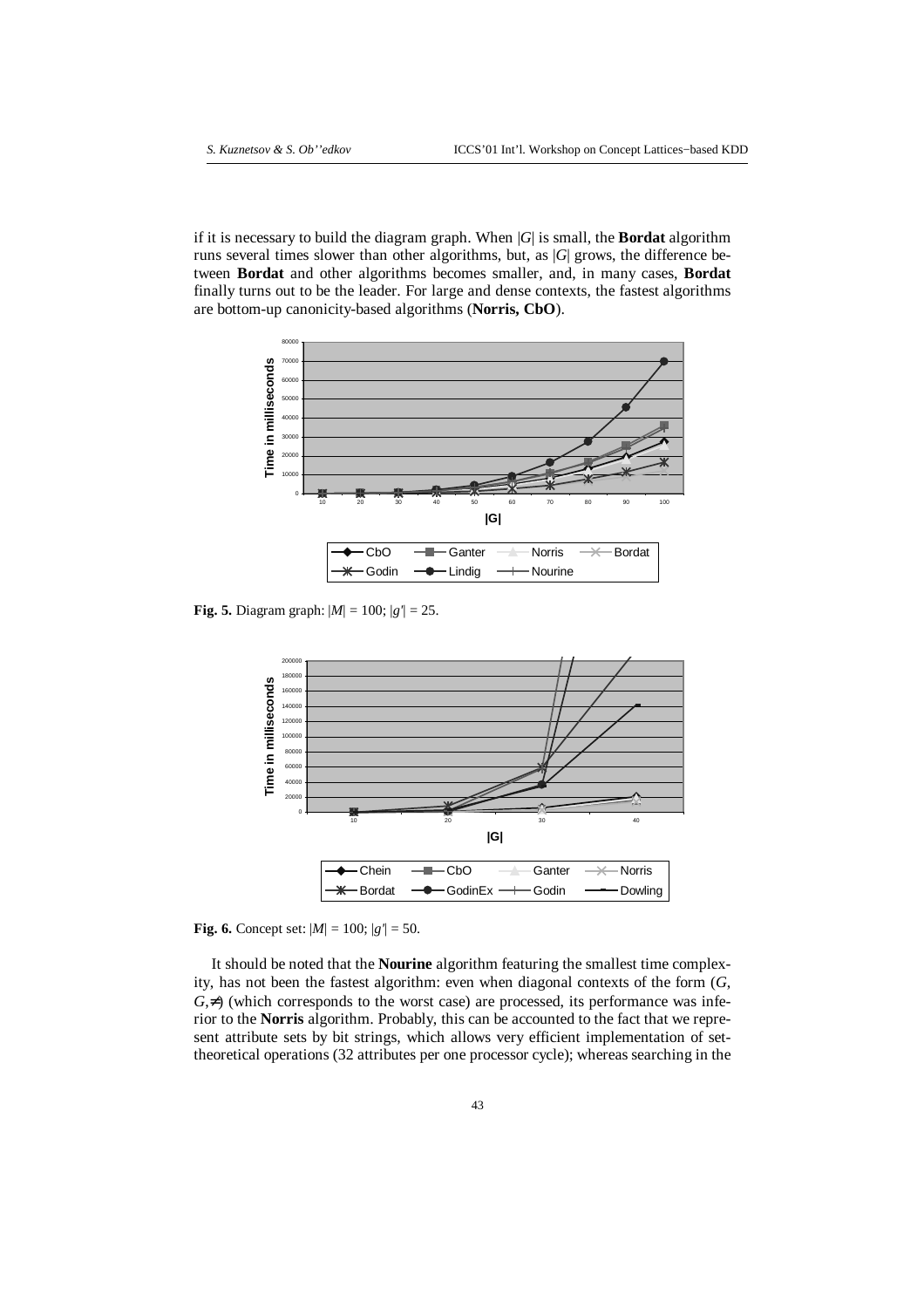if it is necessary to build the diagram graph. When $|G|$ is small, the **Bordat** algorithm runs several times slower than other algorithms, but, as $|G|$ grows, the difference between **Bordat** and other algorithms becomes smaller, and, in many cases, **Bordat** finally turns out to be the leader. For large and dense contexts, the fastest algorithms are bottom-up canonicity-based algorithms (**Norris, CbO**).

**Fig. 5.** Diagram graph: $|M| = 100$; $|g'| = 25$.

**Fig. 6.** Concept set: $|M| = 100$; $|g'| = 50$.

It should be noted that the **Nourine** algorithm featuring the smallest time complexity, has not been the fastest algorithm: even when diagonal contexts of the form $(G, G, \neq)$ (which corresponds to the worst case) are processed, its performance was inferior to the **Norris** algorithm. Probably, this can be accounted to the fact that we represent attribute sets by bit strings, which allows very efficient implementation of set-theoretical operations (32 attributes per one processor cycle); whereas searching in the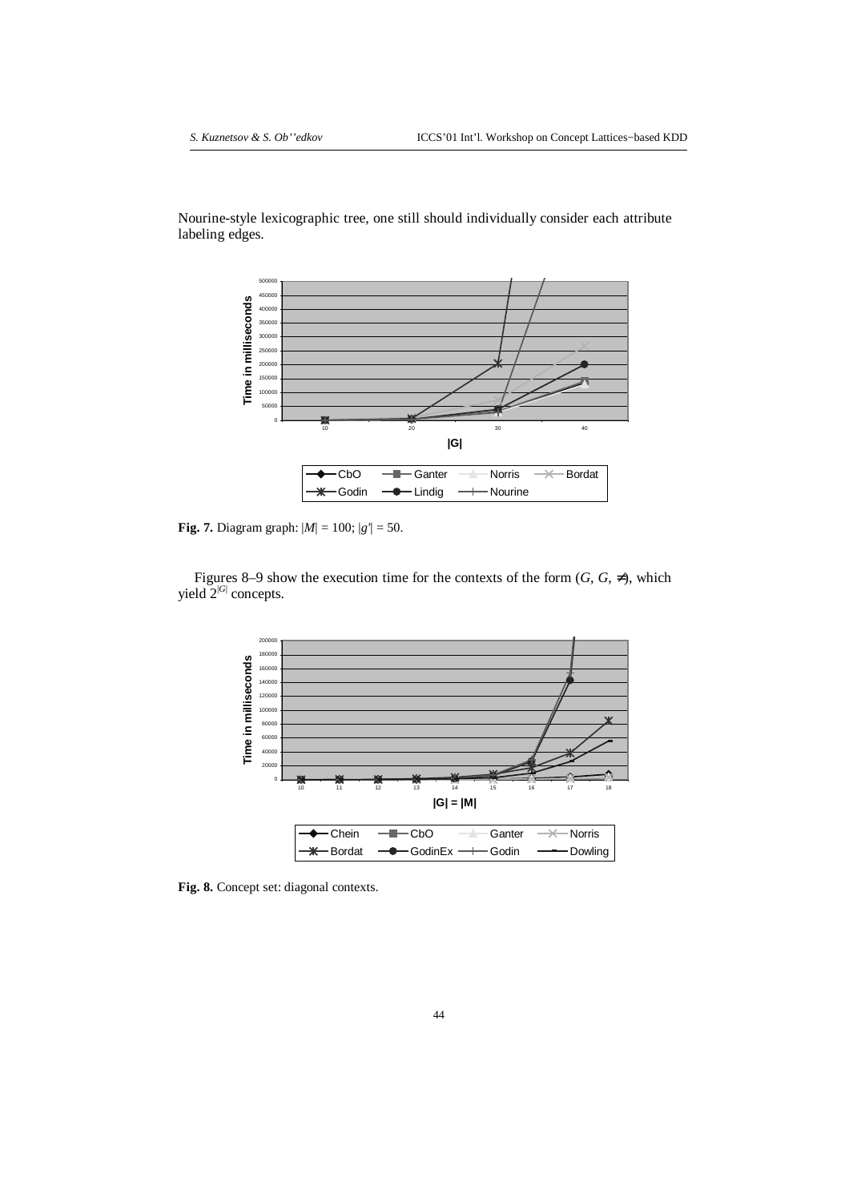Nourine-style lexicographic tree, one still should individually consider each attribute labeling edges.

**Fig. 7.** Diagram graph: $|M| = 100$; $|g'| = 50$.

Figures 8–9 show the execution time for the contexts of the form $(G, G, \neq)$, which yield $2^{|G|}$ concepts.

**Fig. 8.** Concept set: diagonal contexts.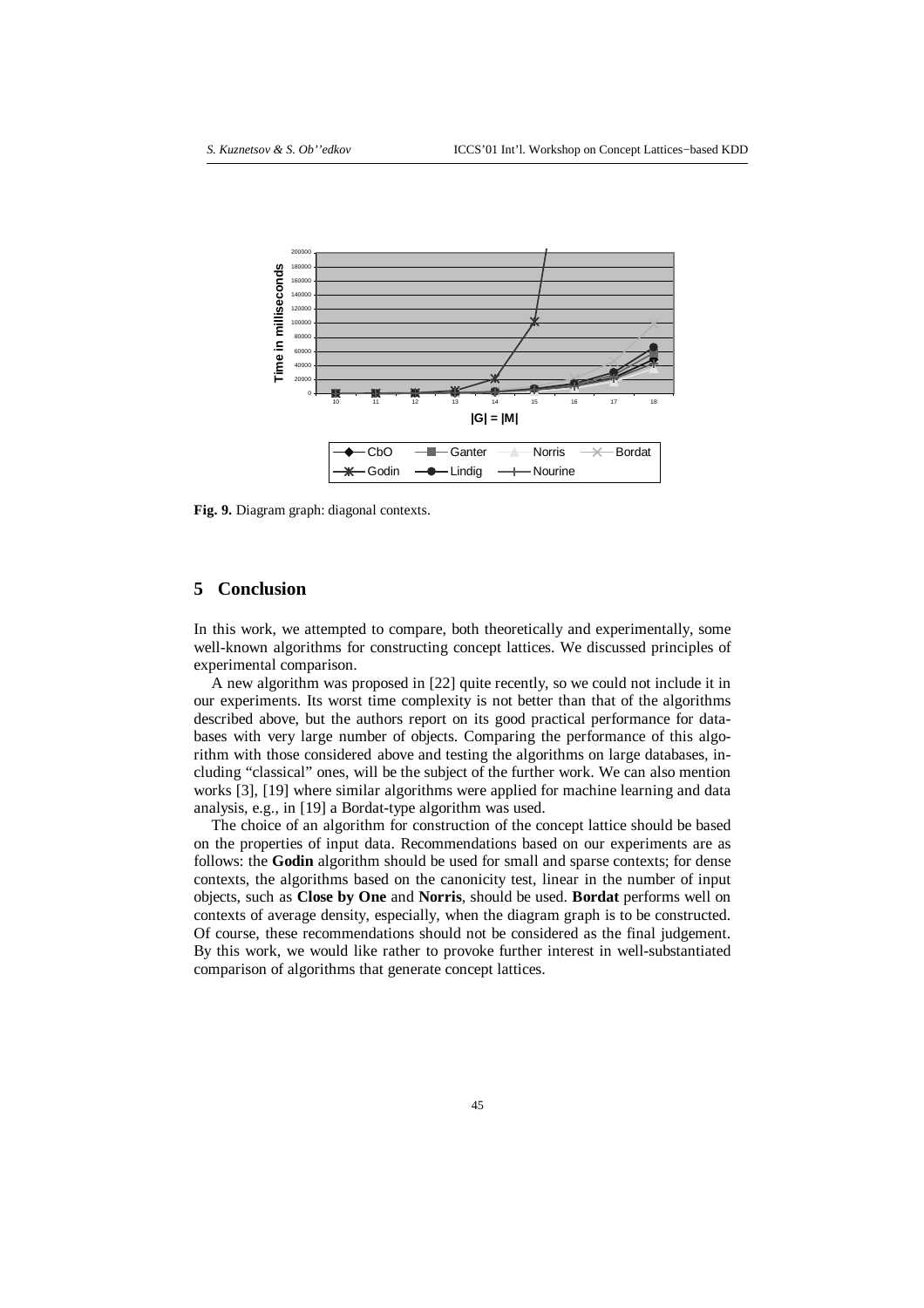Fig. 9. Diagram graph: diagonal contexts.

## 5 Conclusion

In this work, we attempted to compare, both theoretically and experimentally, some well-known algorithms for constructing concept lattices. We discussed principles of experimental comparison.

A new algorithm was proposed in [22] quite recently, so we could not include it in our experiments. Its worst time complexity is not better than that of the algorithms described above, but the authors report on its good practical performance for databases with very large number of objects. Comparing the performance of this algorithm with those considered above and testing the algorithms on large databases, including "classical" ones, will be the subject of the further work. We can also mention works [3], [19] where similar algorithms were applied for machine learning and data analysis, e.g., in [19] a Bordat-type algorithm was used.

The choice of an algorithm for construction of the concept lattice should be based on the properties of input data. Recommendations based on our experiments are as follows: the **Godin** algorithm should be used for small and sparse contexts; for dense contexts, the algorithms based on the canonicity test, linear in the number of input objects, such as **Close by One** and **Norris**, should be used. **Bordat** performs well on contexts of average density, especially, when the diagram graph is to be constructed. Of course, these recommendations should not be considered as the final judgement. By this work, we would like rather to provoke further interest in well-substantiated comparison of algorithms that generate concept lattices.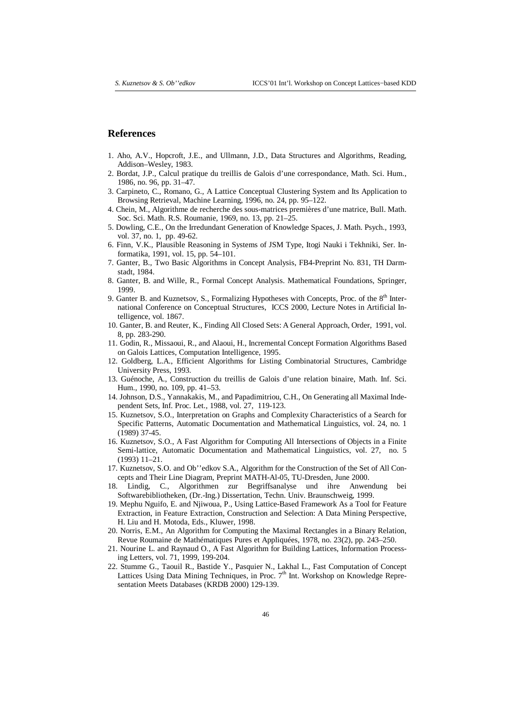## References

1. Aho, A.V., Hopcroft, J.E., and Ullmann, J.D., Data Structures and Algorithms, Reading, Addison–Wesley, 1983.
2. Bordat, J.P., Calcul pratique du treillis de Galois d'une correspondance, Math. Sci. Hum., 1986, no. 96, pp. 31–47.
3. Carpineto, C., Romano, G., A Lattice Conceptual Clustering System and Its Application to Browsing Retrieval, Machine Learning, 1996, no. 24, pp. 95–122.
4. Chein, M., Algorithme de recherche des sous-matrices premières d'une matrice, Bull. Math. Soc. Sci. Math. R.S. Roumanie, 1969, no. 13, pp. 21–25.
5. Dowling, C.E., On the Irredundant Generation of Knowledge Spaces, J. Math. Psych., 1993, vol. 37, no. 1, pp. 49-62.
6. Finn, V.K., Plausible Reasoning in Systems of JSM Type, Itogi Nauki i Tekhniki, Ser. Informatika, 1991, vol. 15, pp. 54–101.
7. Ganter, B., Two Basic Algorithms in Concept Analysis, FB4-Preprint No. 831, TH Darmstadt, 1984.
8. Ganter, B. and Wille, R., Formal Concept Analysis. Mathematical Foundations, Springer, 1999.
9. Ganter B. and Kuznetsov, S., Formalizing Hypotheses with Concepts, Proc. of the 8th International Conference on Conceptual Structures, ICCS 2000, Lecture Notes in Artificial Intelligence, vol. 1867.
10. Ganter, B. and Reuter, K., Finding All Closed Sets: A General Approach, Order, 1991, vol. 8, pp. 283-290.
11. Godin, R., Missaoui, R., and Alaoui, H., Incremental Concept Formation Algorithms Based on Galois Lattices, Computation Intelligence, 1995.
12. Goldberg, L.A., Efficient Algorithms for Listing Combinatorial Structures, Cambridge University Press, 1993.
13. Guénoche, A., Construction du treillis de Galois d'une relation binaire, Math. Inf. Sci. Hum., 1990, no. 109, pp. 41–53.
14. Johnson, D.S., Yannakakis, M., and Papadimitriou, C.H., On Generating all Maximal Independent Sets, Inf. Proc. Let., 1988, vol. 27, 119-123.
15. Kuznetsov, S.O., Interpretation on Graphs and Complexity Characteristics of a Search for Specific Patterns, Automatic Documentation and Mathematical Linguistics, vol. 24, no. 1 (1989) 37-45.
16. Kuznetsov, S.O., A Fast Algorithm for Computing All Intersections of Objects in a Finite Semi-lattice, Automatic Documentation and Mathematical Linguistics, vol. 27, no. 5 (1993) 11–21.
17. Kuznetsov, S.O. and Ob''edkov S.A., Algorithm for the Construction of the Set of All Concepts and Their Line Diagram, Preprint MATH-Al-05, TU-Dresden, June 2000.
18. Lindig, C., Algorithmen zur Begriffsanalyse und ihre Anwendung bei Softwarebibliotheken, (Dr.-Ing.) Dissertation, Techn. Univ. Braunschweig, 1999.
19. Mephu Nguifo, E. and Njiwoua, P., Using Lattice-Based Framework As a Tool for Feature Extraction, in Feature Extraction, Construction and Selection: A Data Mining Perspective, H. Liu and H. Motoda, Eds., Kluwer, 1998.
20. Norris, E.M., An Algorithm for Computing the Maximal Rectangles in a Binary Relation, Revue Roumaine de Mathématiques Pures et Appliquées, 1978, no. 23(2), pp. 243–250.
21. Nourine L. and Raynaud O., A Fast Algorithm for Building Lattices, Information Processing Letters, vol. 71, 1999, 199-204.
22. Stumme G., Taouil R., Bastide Y., Pasquier N., Lakhal L., Fast Computation of Concept Lattices Using Data Mining Techniques, in Proc. 7th Int. Workshop on Knowledge Representation Meets Databases (KRDB 2000) 129-139.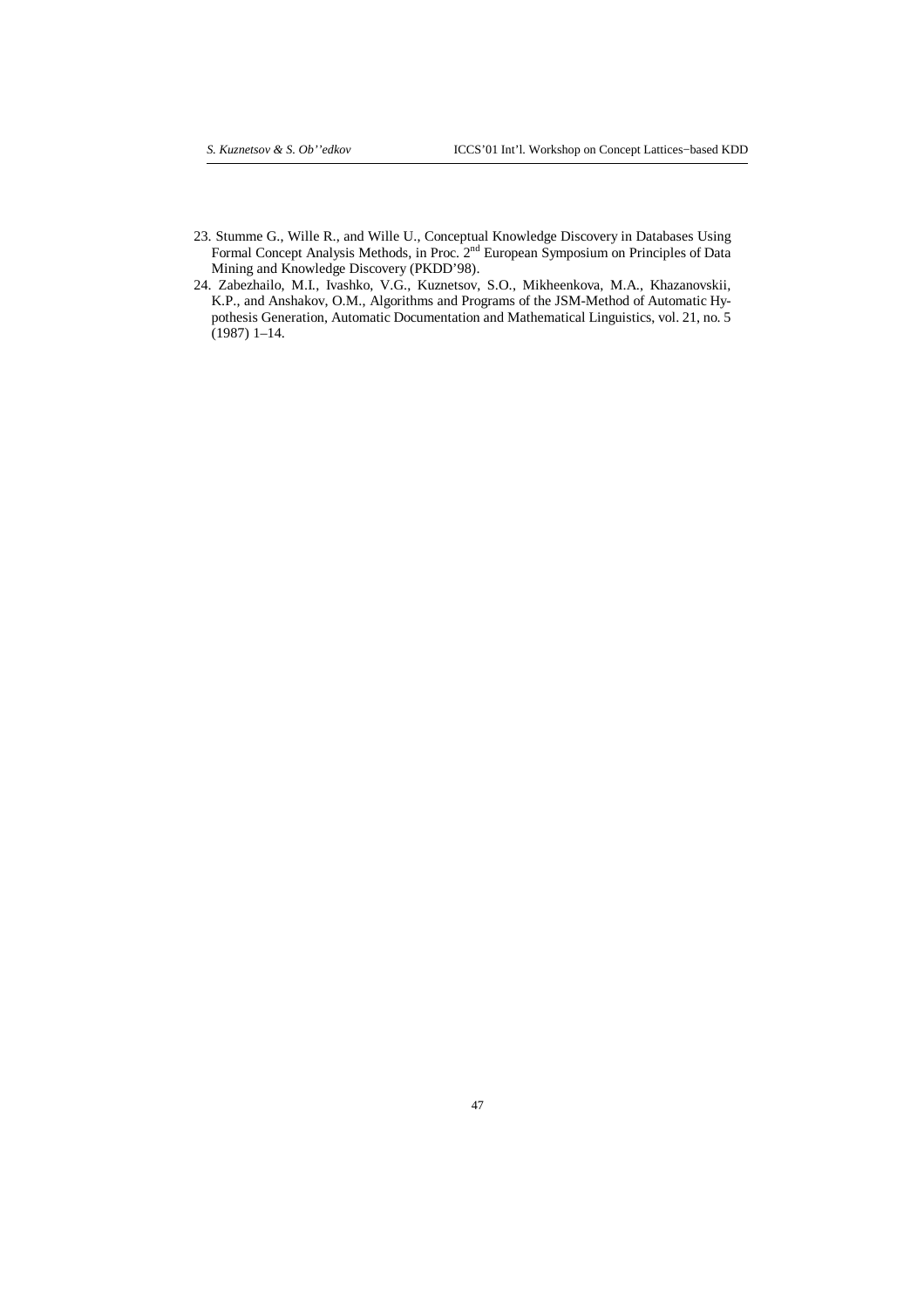23. Stumme G., Wille R., and Wille U., Conceptual Knowledge Discovery in Databases Using Formal Concept Analysis Methods, in Proc. 2nd European Symposium on Principles of Data Mining and Knowledge Discovery (PKDD'98).
24. Zabezhailo, M.I., Ivashko, V.G., Kuznetsov, S.O., Mikheenkova, M.A., Khazanovskii, K.P., and Anshakov, O.M., Algorithms and Programs of the JSM-Method of Automatic Hypothesis Generation, Automatic Documentation and Mathematical Linguistics, vol. 21, no. 5 (1987) 1–14.